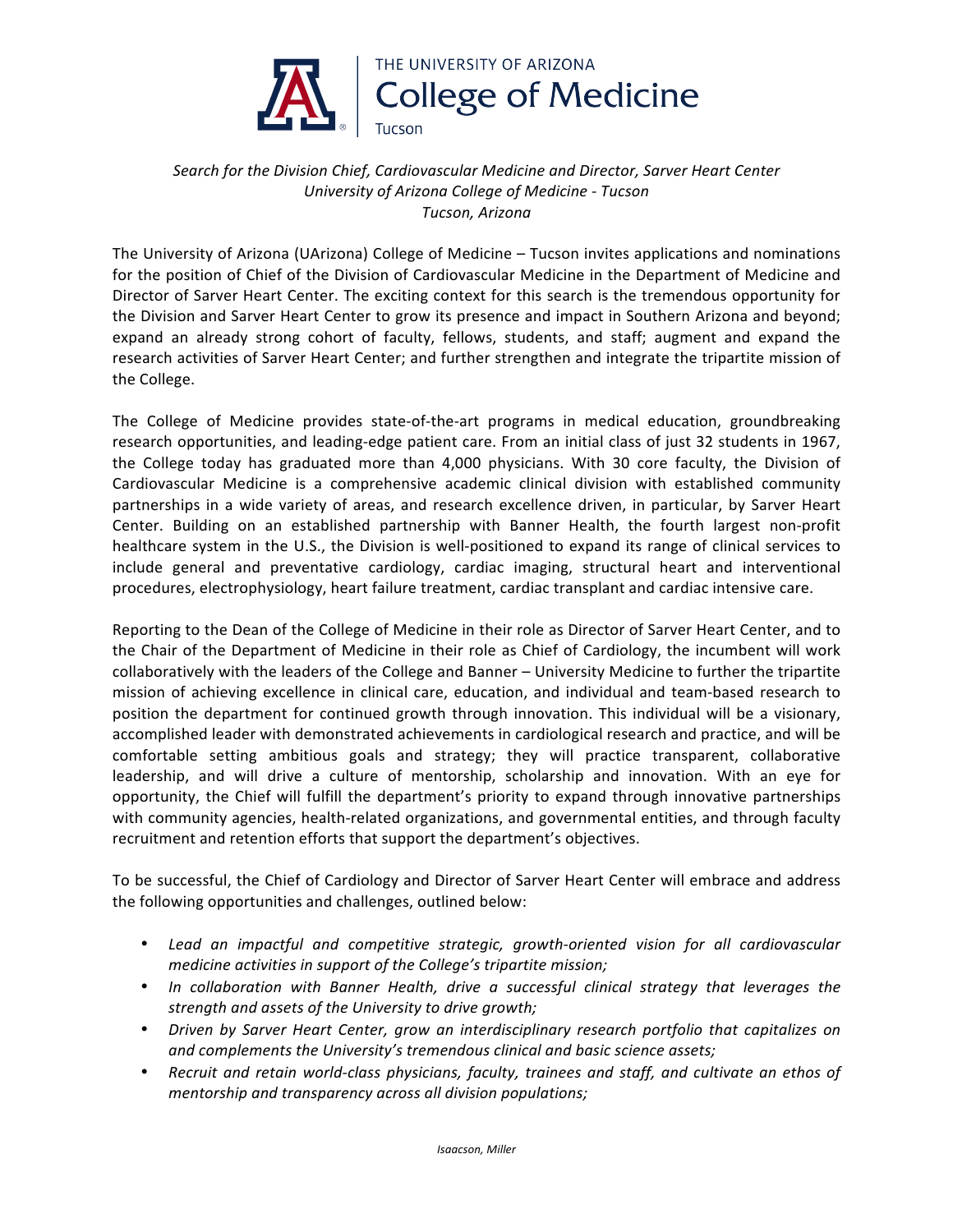THE UNIVERSITY OF ARIZONA
College of Medicine
Tucson

*Search for the Division Chief, Cardiovascular Medicine and Director, Sarver Heart Center*
*University of Arizona College of Medicine - Tucson*
*Tucson, Arizona*

The University of Arizona (UArizona) College of Medicine – Tucson invites applications and nominations for the position of Chief of the Division of Cardiovascular Medicine in the Department of Medicine and Director of Sarver Heart Center. The exciting context for this search is the tremendous opportunity for the Division and Sarver Heart Center to grow its presence and impact in Southern Arizona and beyond; expand an already strong cohort of faculty, fellows, students, and staff; augment and expand the research activities of Sarver Heart Center; and further strengthen and integrate the tripartite mission of the College.

The College of Medicine provides state-of-the-art programs in medical education, groundbreaking research opportunities, and leading-edge patient care. From an initial class of just 32 students in 1967, the College today has graduated more than 4,000 physicians. With 30 core faculty, the Division of Cardiovascular Medicine is a comprehensive academic clinical division with established community partnerships in a wide variety of areas, and research excellence driven, in particular, by Sarver Heart Center. Building on an established partnership with Banner Health, the fourth largest non-profit healthcare system in the U.S., the Division is well-positioned to expand its range of clinical services to include general and preventative cardiology, cardiac imaging, structural heart and interventional procedures, electrophysiology, heart failure treatment, cardiac transplant and cardiac intensive care.

Reporting to the Dean of the College of Medicine in their role as Director of Sarver Heart Center, and to the Chair of the Department of Medicine in their role as Chief of Cardiology, the incumbent will work collaboratively with the leaders of the College and Banner – University Medicine to further the tripartite mission of achieving excellence in clinical care, education, and individual and team-based research to position the department for continued growth through innovation. This individual will be a visionary, accomplished leader with demonstrated achievements in cardiological research and practice, and will be comfortable setting ambitious goals and strategy; they will practice transparent, collaborative leadership, and will drive a culture of mentorship, scholarship and innovation. With an eye for opportunity, the Chief will fulfill the department's priority to expand through innovative partnerships with community agencies, health-related organizations, and governmental entities, and through faculty recruitment and retention efforts that support the department's objectives.

To be successful, the Chief of Cardiology and Director of Sarver Heart Center will embrace and address the following opportunities and challenges, outlined below:

- *Lead an impactful and competitive strategic, growth-oriented vision for all cardiovascular medicine activities in support of the College's tripartite mission;*
- *In collaboration with Banner Health, drive a successful clinical strategy that leverages the strength and assets of the University to drive growth;*
- *Driven by Sarver Heart Center, grow an interdisciplinary research portfolio that capitalizes on and complements the University's tremendous clinical and basic science assets;*
- *Recruit and retain world-class physicians, faculty, trainees and staff, and cultivate an ethos of mentorship and transparency across all division populations;*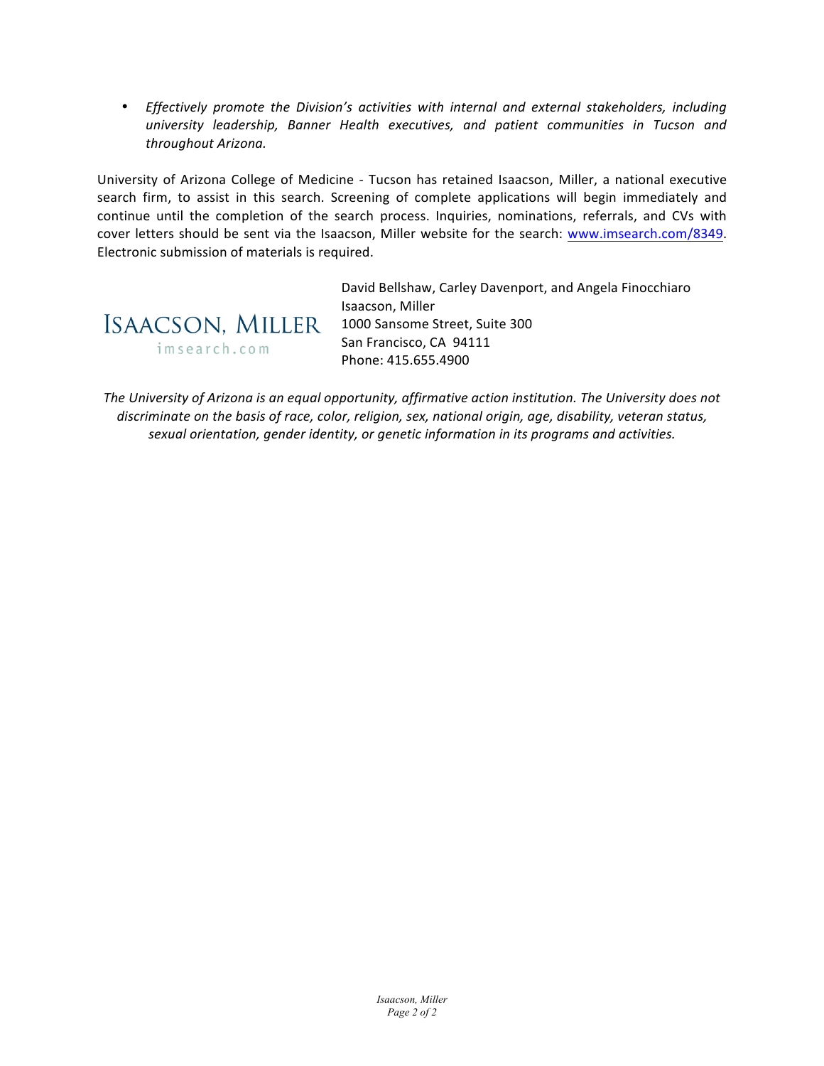- *Effectively promote the Division's activities with internal and external stakeholders, including university leadership, Banner Health executives, and patient communities in Tucson and throughout Arizona.*

University of Arizona College of Medicine - Tucson has retained Isaacson, Miller, a national executive search firm, to assist in this search. Screening of complete applications will begin immediately and continue until the completion of the search process. Inquiries, nominations, referrals, and CVs with cover letters should be sent via the Isaacson, Miller website for the search: www.imsearch.com/8349. Electronic submission of materials is required.

ISAACSON, MILLER
imsearch.com

David Bellshaw, Carley Davenport, and Angela Finocchiaro
Isaacson, Miller
1000 Sansome Street, Suite 300
San Francisco, CA 94111
Phone: 415.655.4900

*The University of Arizona is an equal opportunity, affirmative action institution. The University does not discriminate on the basis of race, color, religion, sex, national origin, age, disability, veteran status, sexual orientation, gender identity, or genetic information in its programs and activities.*